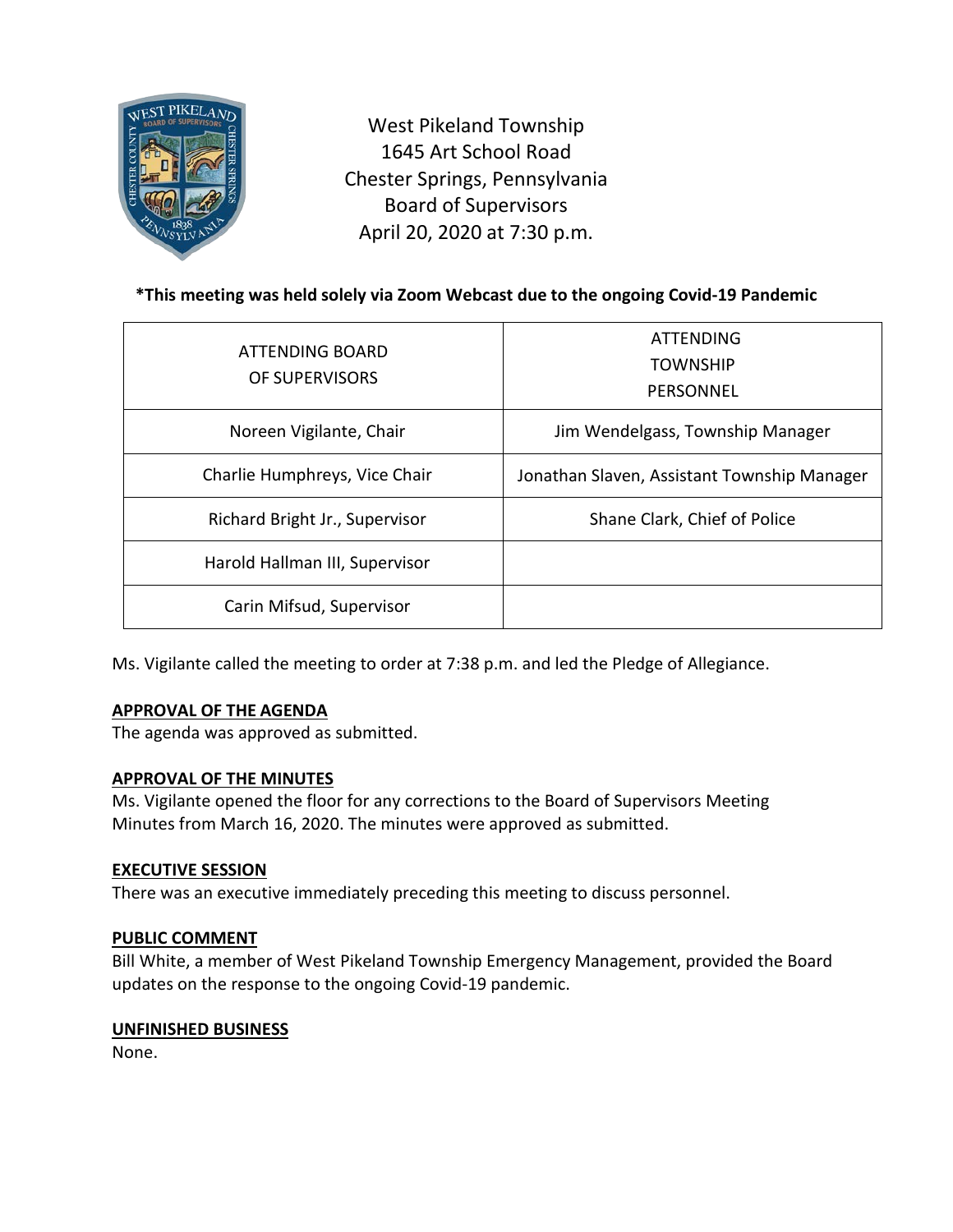West Pikeland Township
1645 Art School Road
Chester Springs, Pennsylvania
Board of Supervisors
April 20, 2020 at 7:30 p.m.

**\*This meeting was held solely via Zoom Webcast due to the ongoing Covid-19 Pandemic**

| ATTENDING BOARD OF SUPERVISORS | ATTENDING TOWNSHIP PERSONNEL |
|---|---|
| Noreen Vigilante, Chair | Jim Wendelgass, Township Manager |
| Charlie Humphreys, Vice Chair | Jonathan Slaven, Assistant Township Manager |
| Richard Bright Jr., Supervisor | Shane Clark, Chief of Police |
| Harold Hallman III, Supervisor | |
| Carin Mifsud, Supervisor | |

Ms. Vigilante called the meeting to order at 7:38 p.m. and led the Pledge of Allegiance.

**APPROVAL OF THE AGENDA**
The agenda was approved as submitted.

**APPROVAL OF THE MINUTES**
Ms. Vigilante opened the floor for any corrections to the Board of Supervisors Meeting Minutes from March 16, 2020. The minutes were approved as submitted.

**EXECUTIVE SESSION**
There was an executive immediately preceding this meeting to discuss personnel.

**PUBLIC COMMENT**
Bill White, a member of West Pikeland Township Emergency Management, provided the Board updates on the response to the ongoing Covid-19 pandemic.

**UNFINISHED BUSINESS**
None.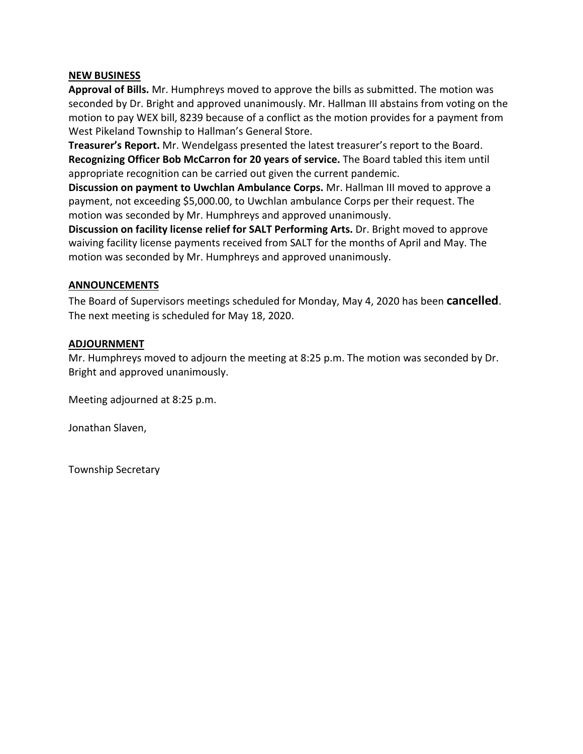**NEW BUSINESS**

**Approval of Bills.** Mr. Humphreys moved to approve the bills as submitted. The motion was seconded by Dr. Bright and approved unanimously. Mr. Hallman III abstains from voting on the motion to pay WEX bill, 8239 because of a conflict as the motion provides for a payment from West Pikeland Township to Hallman's General Store.

**Treasurer's Report.** Mr. Wendelgass presented the latest treasurer's report to the Board.

**Recognizing Officer Bob McCarron for 20 years of service.** The Board tabled this item until appropriate recognition can be carried out given the current pandemic.

**Discussion on payment to Uwchlan Ambulance Corps.** Mr. Hallman III moved to approve a payment, not exceeding $5,000.00, to Uwchlan ambulance Corps per their request. The motion was seconded by Mr. Humphreys and approved unanimously.

**Discussion on facility license relief for SALT Performing Arts.** Dr. Bright moved to approve waiving facility license payments received from SALT for the months of April and May. The motion was seconded by Mr. Humphreys and approved unanimously.

**ANNOUNCEMENTS**

The Board of Supervisors meetings scheduled for Monday, May 4, 2020 has been **cancelled**. The next meeting is scheduled for May 18, 2020.

**ADJOURNMENT**

Mr. Humphreys moved to adjourn the meeting at 8:25 p.m. The motion was seconded by Dr. Bright and approved unanimously.

Meeting adjourned at 8:25 p.m.

Jonathan Slaven,

Township Secretary